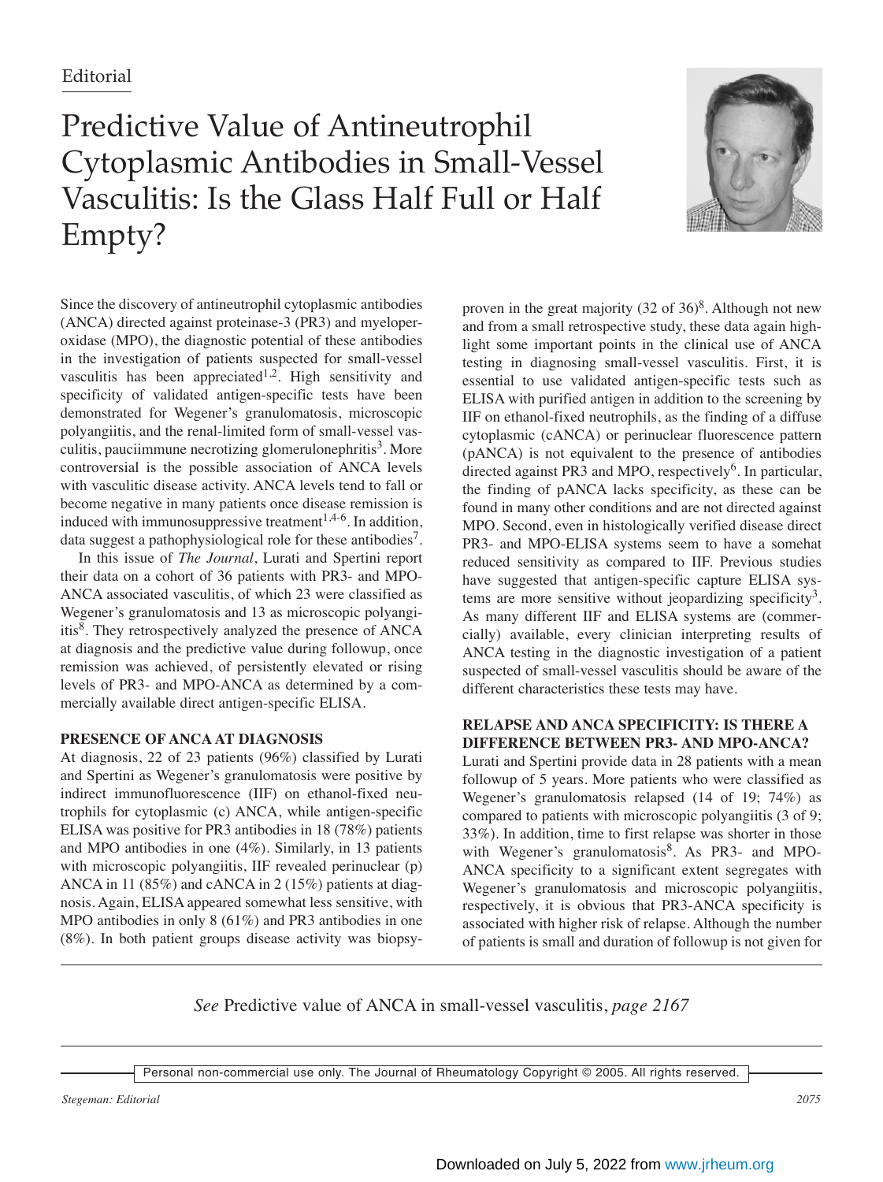Editorial

# Predictive Value of Antineutrophil Cytoplasmic Antibodies in Small-Vessel Vasculitis: Is the Glass Half Full or Half Empty?

Since the discovery of antineutrophil cytoplasmic antibodies (ANCA) directed against proteinase-3 (PR3) and myeloperoxidase (MPO), the diagnostic potential of these antibodies in the investigation of patients suspected for small-vessel vasculitis has been appreciated[1,2]. High sensitivity and specificity of validated antigen-specific tests have been demonstrated for Wegener's granulomatosis, microscopic polyangiitis, and the renal-limited form of small-vessel vasculitis, pauciimmune necrotizing glomerulonephritis[3]. More controversial is the possible association of ANCA levels with vasculitic disease activity. ANCA levels tend to fall or become negative in many patients once disease remission is induced with immunosuppressive treatment[1,4-6]. In addition, data suggest a pathophysiological role for these antibodies[7].

In this issue of *The Journal*, Lurati and Spertini report their data on a cohort of 36 patients with PR3- and MPO-ANCA associated vasculitis, of which 23 were classified as Wegener's granulomatosis and 13 as microscopic polyangiitis[8]. They retrospectively analyzed the presence of ANCA at diagnosis and the predictive value during followup, once remission was achieved, of persistently elevated or rising levels of PR3- and MPO-ANCA as determined by a commercially available direct antigen-specific ELISA.

## PRESENCE OF ANCA AT DIAGNOSIS

At diagnosis, 22 of 23 patients (96%) classified by Lurati and Spertini as Wegener's granulomatosis were positive by indirect immunofluorescence (IIF) on ethanol-fixed neutrophils for cytoplasmic (c) ANCA, while antigen-specific ELISA was positive for PR3 antibodies in 18 (78%) patients and MPO antibodies in one (4%). Similarly, in 13 patients with microscopic polyangiitis, IIF revealed perinuclear (p) ANCA in 11 (85%) and cANCA in 2 (15%) patients at diagnosis. Again, ELISA appeared somewhat less sensitive, with MPO antibodies in only 8 (61%) and PR3 antibodies in one (8%). In both patient groups disease activity was biopsy-proven in the great majority (32 of 36)[8]. Although not new and from a small retrospective study, these data again highlight some important points in the clinical use of ANCA testing in diagnosing small-vessel vasculitis. First, it is essential to use validated antigen-specific tests such as ELISA with purified antigen in addition to the screening by IIF on ethanol-fixed neutrophils, as the finding of a diffuse cytoplasmic (cANCA) or perinuclear fluorescence pattern (pANCA) is not equivalent to the presence of antibodies directed against PR3 and MPO, respectively[6]. In particular, the finding of pANCA lacks specificity, as these can be found in many other conditions and are not directed against MPO. Second, even in histologically verified disease direct PR3- and MPO-ELISA systems seem to have a somewhat reduced sensitivity as compared to IIF. Previous studies have suggested that antigen-specific capture ELISA systems are more sensitive without jeopardizing specificity[3]. As many different IIF and ELISA systems are (commercially) available, every clinician interpreting results of ANCA testing in the diagnostic investigation of a patient suspected of small-vessel vasculitis should be aware of the different characteristics these tests may have.

## RELAPSE AND ANCA SPECIFICITY: IS THERE A DIFFERENCE BETWEEN PR3- AND MPO-ANCA?

Lurati and Spertini provide data in 28 patients with a mean followup of 5 years. More patients who were classified as Wegener's granulomatosis relapsed (14 of 19; 74%) as compared to patients with microscopic polyangiitis (3 of 9; 33%). In addition, time to first relapse was shorter in those with Wegener's granulomatosis[8]. As PR3- and MPO-ANCA specificity to a significant extent segregates with Wegener's granulomatosis and microscopic polyangiitis, respectively, it is obvious that PR3-ANCA specificity is associated with higher risk of relapse. Although the number of patients is small and duration of followup is not given for

*See* Predictive value of ANCA in small-vessel vasculitis, *page 2167*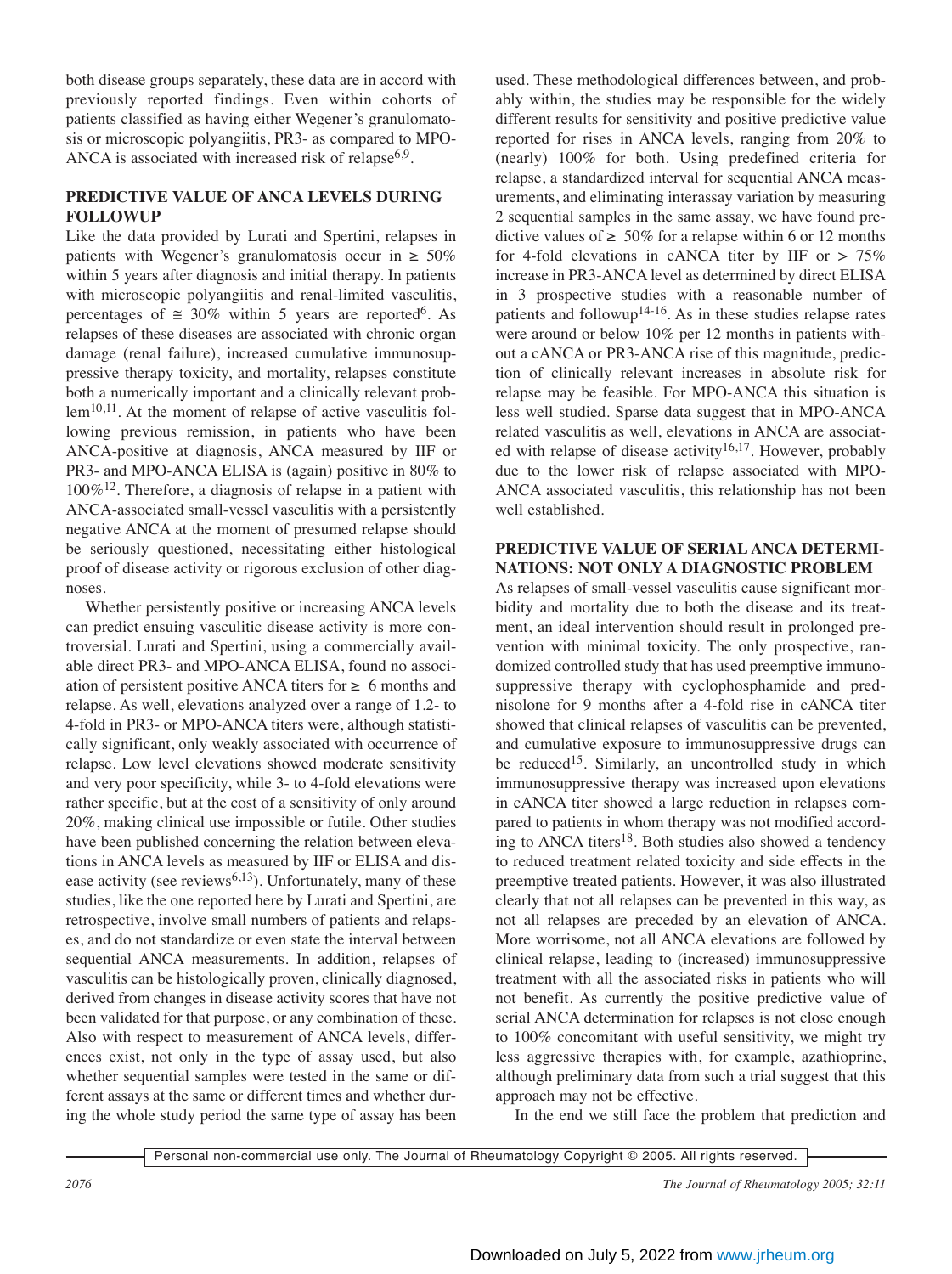both disease groups separately, these data are in accord with previously reported findings. Even within cohorts of patients classified as having either Wegener's granulomatosis or microscopic polyangiitis, PR3- as compared to MPO-ANCA is associated with increased risk of relapse[6,9].

## PREDICTIVE VALUE OF ANCA LEVELS DURING FOLLOWUP

Like the data provided by Lurati and Spertini, relapses in patients with Wegener's granulomatosis occur in ≥ 50% within 5 years after diagnosis and initial therapy. In patients with microscopic polyangiitis and renal-limited vasculitis, percentages of ≅ 30% within 5 years are reported[6]. As relapses of these diseases are associated with chronic organ damage (renal failure), increased cumulative immunosuppressive therapy toxicity, and mortality, relapses constitute both a numerically important and a clinically relevant problem[10,11]. At the moment of relapse of active vasculitis following previous remission, in patients who have been ANCA-positive at diagnosis, ANCA measured by IIF or PR3- and MPO-ANCA ELISA is (again) positive in 80% to 100%[12]. Therefore, a diagnosis of relapse in a patient with ANCA-associated small-vessel vasculitis with a persistently negative ANCA at the moment of presumed relapse should be seriously questioned, necessitating either histological proof of disease activity or rigorous exclusion of other diagnoses.

Whether persistently positive or increasing ANCA levels can predict ensuing vasculitic disease activity is more controversial. Lurati and Spertini, using a commercially available direct PR3- and MPO-ANCA ELISA, found no association of persistent positive ANCA titers for ≥ 6 months and relapse. As well, elevations analyzed over a range of 1.2- to 4-fold in PR3- or MPO-ANCA titers were, although statistically significant, only weakly associated with occurrence of relapse. Low level elevations showed moderate sensitivity and very poor specificity, while 3- to 4-fold elevations were rather specific, but at the cost of a sensitivity of only around 20%, making clinical use impossible or futile. Other studies have been published concerning the relation between elevations in ANCA levels as measured by IIF or ELISA and disease activity (see reviews[6,13]). Unfortunately, many of these studies, like the one reported here by Lurati and Spertini, are retrospective, involve small numbers of patients and relapses, and do not standardize or even state the interval between sequential ANCA measurements. In addition, relapses of vasculitis can be histologically proven, clinically diagnosed, derived from changes in disease activity scores that have not been validated for that purpose, or any combination of these. Also with respect to measurement of ANCA levels, differences exist, not only in the type of assay used, but also whether sequential samples were tested in the same or different assays at the same or different times and whether during the whole study period the same type of assay has been used. These methodological differences between, and probably within, the studies may be responsible for the widely different results for sensitivity and positive predictive value reported for rises in ANCA levels, ranging from 20% to (nearly) 100% for both. Using predefined criteria for relapse, a standardized interval for sequential ANCA measurements, and eliminating interassay variation by measuring 2 sequential samples in the same assay, we have found predictive values of ≥ 50% for a relapse within 6 or 12 months for 4-fold elevations in cANCA titer by IIF or > 75% increase in PR3-ANCA level as determined by direct ELISA in 3 prospective studies with a reasonable number of patients and followup[14-16]. As in these studies relapse rates were around or below 10% per 12 months in patients without a cANCA or PR3-ANCA rise of this magnitude, prediction of clinically relevant increases in absolute risk for relapse may be feasible. For MPO-ANCA this situation is less well studied. Sparse data suggest that in MPO-ANCA related vasculitis as well, elevations in ANCA are associated with relapse of disease activity[16,17]. However, probably due to the lower risk of relapse associated with MPO-ANCA associated vasculitis, this relationship has not been well established.

## PREDICTIVE VALUE OF SERIAL ANCA DETERMINATIONS: NOT ONLY A DIAGNOSTIC PROBLEM

As relapses of small-vessel vasculitis cause significant morbidity and mortality due to both the disease and its treatment, an ideal intervention should result in prolonged prevention with minimal toxicity. The only prospective, randomized controlled study that has used preemptive immunosuppressive therapy with cyclophosphamide and prednisolone for 9 months after a 4-fold rise in cANCA titer showed that clinical relapses of vasculitis can be prevented, and cumulative exposure to immunosuppressive drugs can be reduced[15]. Similarly, an uncontrolled study in which immunosuppressive therapy was increased upon elevations in cANCA titer showed a large reduction in relapses compared to patients in whom therapy was not modified according to ANCA titers[18]. Both studies also showed a tendency to reduced treatment related toxicity and side effects in the preemptive treated patients. However, it was also illustrated clearly that not all relapses can be prevented in this way, as not all relapses are preceded by an elevation of ANCA. More worrisome, not all ANCA elevations are followed by clinical relapse, leading to (increased) immunosuppressive treatment with all the associated risks in patients who will not benefit. As currently the positive predictive value of serial ANCA determination for relapses is not close enough to 100% concomitant with useful sensitivity, we might try less aggressive therapies with, for example, azathioprine, although preliminary data from such a trial suggest that this approach may not be effective.

In the end we still face the problem that prediction and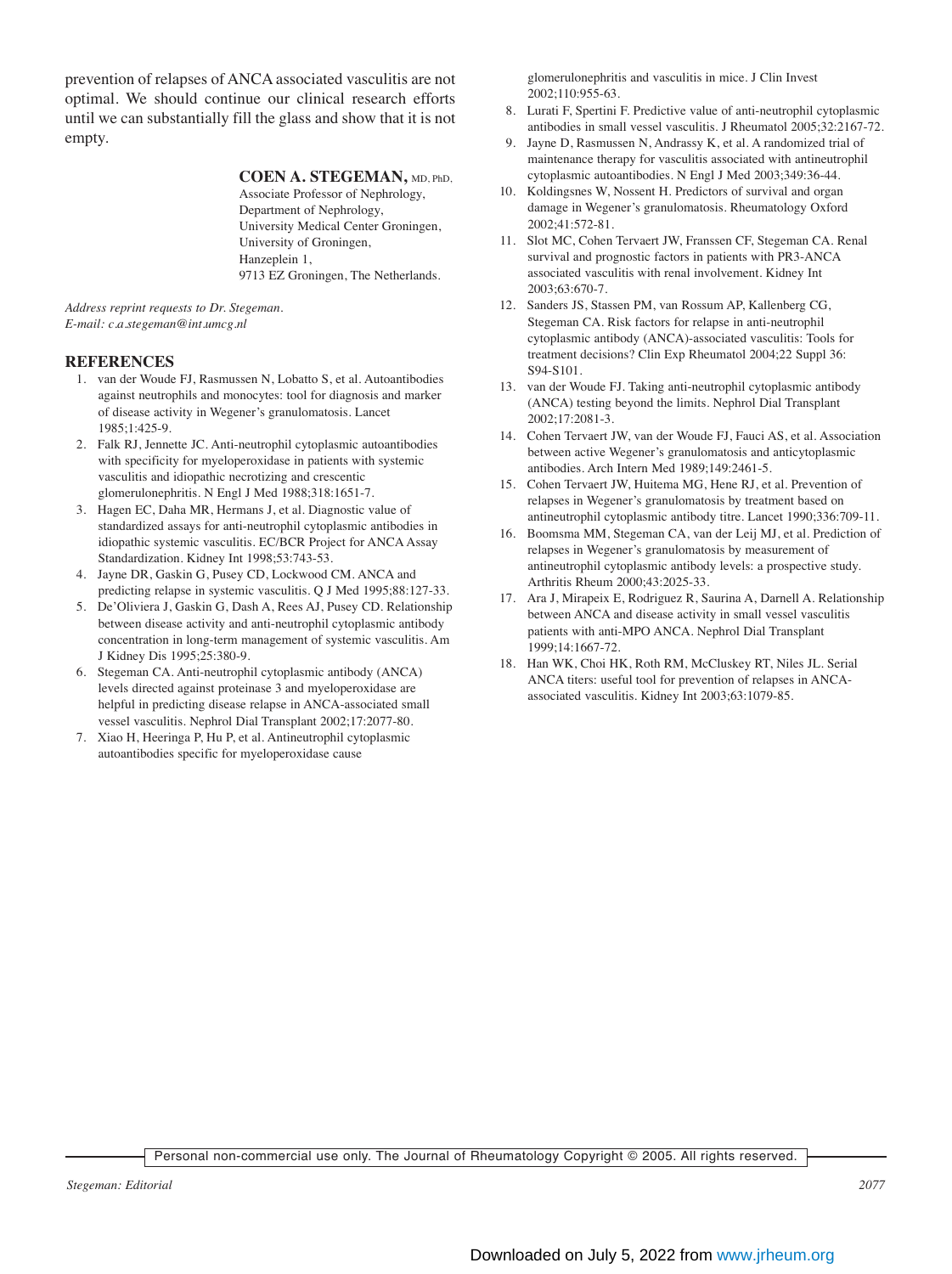prevention of relapses of ANCA associated vasculitis are not optimal. We should continue our clinical research efforts until we can substantially fill the glass and show that it is not empty.

**COEN A. STEGEMAN,** MD, PhD,
Associate Professor of Nephrology,
Department of Nephrology,
University Medical Center Groningen,
University of Groningen,
Hanzeplein 1,
9713 EZ Groningen, The Netherlands.

*Address reprint requests to Dr. Stegeman.*
*E-mail: c.a.stegeman@int.umcg.nl*

## REFERENCES

1. van der Woude FJ, Rasmussen N, Lobatto S, et al. Autoantibodies against neutrophils and monocytes: tool for diagnosis and marker of disease activity in Wegener's granulomatosis. Lancet 1985;1:425-9.
2. Falk RJ, Jennette JC. Anti-neutrophil cytoplasmic autoantibodies with specificity for myeloperoxidase in patients with systemic vasculitis and idiopathic necrotizing and crescentic glomerulonephritis. N Engl J Med 1988;318:1651-7.
3. Hagen EC, Daha MR, Hermans J, et al. Diagnostic value of standardized assays for anti-neutrophil cytoplasmic antibodies in idiopathic systemic vasculitis. EC/BCR Project for ANCA Assay Standardization. Kidney Int 1998;53:743-53.
4. Jayne DR, Gaskin G, Pusey CD, Lockwood CM. ANCA and predicting relapse in systemic vasculitis. Q J Med 1995;88:127-33.
5. De'Oliviera J, Gaskin G, Dash A, Rees AJ, Pusey CD. Relationship between disease activity and anti-neutrophil cytoplasmic antibody concentration in long-term management of systemic vasculitis. Am J Kidney Dis 1995;25:380-9.
6. Stegeman CA. Anti-neutrophil cytoplasmic antibody (ANCA) levels directed against proteinase 3 and myeloperoxidase are helpful in predicting disease relapse in ANCA-associated small vessel vasculitis. Nephrol Dial Transplant 2002;17:2077-80.
7. Xiao H, Heeringa P, Hu P, et al. Antineutrophil cytoplasmic autoantibodies specific for myeloperoxidase cause glomerulonephritis and vasculitis in mice. J Clin Invest 2002;110:955-63.
8. Lurati F, Spertini F. Predictive value of anti-neutrophil cytoplasmic antibodies in small vessel vasculitis. J Rheumatol 2005;32:2167-72.
9. Jayne D, Rasmussen N, Andrassy K, et al. A randomized trial of maintenance therapy for vasculitis associated with antineutrophil cytoplasmic autoantibodies. N Engl J Med 2003;349:36-44.
10. Koldingsnes W, Nossent H. Predictors of survival and organ damage in Wegener's granulomatosis. Rheumatology Oxford 2002;41:572-81.
11. Slot MC, Cohen Tervaert JW, Franssen CF, Stegeman CA. Renal survival and prognostic factors in patients with PR3-ANCA associated vasculitis with renal involvement. Kidney Int 2003;63:670-7.
12. Sanders JS, Stassen PM, van Rossum AP, Kallenberg CG, Stegeman CA. Risk factors for relapse in anti-neutrophil cytoplasmic antibody (ANCA)-associated vasculitis: Tools for treatment decisions? Clin Exp Rheumatol 2004;22 Suppl 36: S94-S101.
13. van der Woude FJ. Taking anti-neutrophil cytoplasmic antibody (ANCA) testing beyond the limits. Nephrol Dial Transplant 2002;17:2081-3.
14. Cohen Tervaert JW, van der Woude FJ, Fauci AS, et al. Association between active Wegener's granulomatosis and anticytoplasmic antibodies. Arch Intern Med 1989;149:2461-5.
15. Cohen Tervaert JW, Huitema MG, Hene RJ, et al. Prevention of relapses in Wegener's granulomatosis by treatment based on antineutrophil cytoplasmic antibody titre. Lancet 1990;336:709-11.
16. Boomsma MM, Stegeman CA, van der Leij MJ, et al. Prediction of relapses in Wegener's granulomatosis by measurement of antineutrophil cytoplasmic antibody levels: a prospective study. Arthritis Rheum 2000;43:2025-33.
17. Ara J, Mirapeix E, Rodriguez R, Saurina A, Darnell A. Relationship between ANCA and disease activity in small vessel vasculitis patients with anti-MPO ANCA. Nephrol Dial Transplant 1999;14:1667-72.
18. Han WK, Choi HK, Roth RM, McCluskey RT, Niles JL. Serial ANCA titers: useful tool for prevention of relapses in ANCA-associated vasculitis. Kidney Int 2003;63:1079-85.